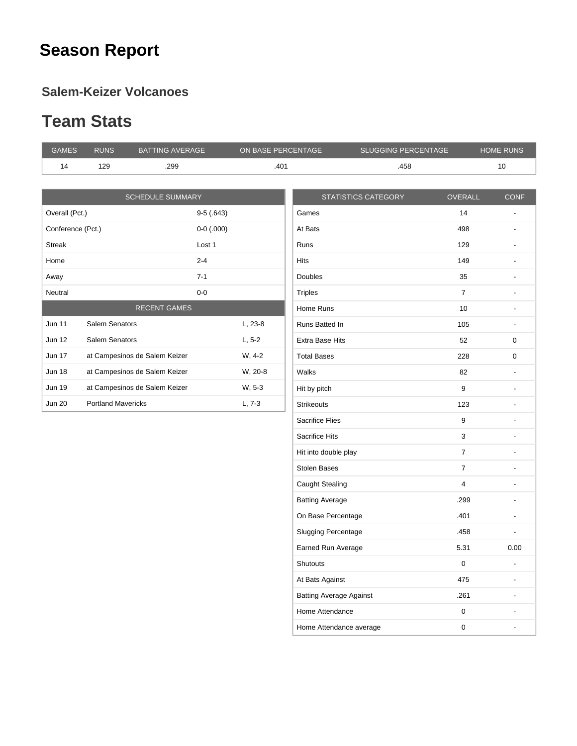# Season Report

## Salem-Keizer Volcanoes

## Team Stats

| GAMES | RUNS | BATTING AVERAGE | ON BASE PERCENTAGE | SLUGGING PERCENTAGE | HOME RUNS |
|---|---|---|---|---|---|
| 14 | 129 | .299 | .401 | .458 | 10 |

| SCHEDULE SUMMARY | | |
|---|---|---|
| Overall (Pct.) | 9-5 (.643) | |
| Conference (Pct.) | 0-0 (.000) | |
| Streak | Lost 1 | |
| Home | 2-4 | |
| Away | 7-1 | |
| Neutral | 0-0 | |
| **RECENT GAMES** | | |
| Jun 11 | Salem Senators | L, 23-8 |
| Jun 12 | Salem Senators | L, 5-2 |
| Jun 17 | at Campesinos de Salem Keizer | W, 4-2 |
| Jun 18 | at Campesinos de Salem Keizer | W, 20-8 |
| Jun 19 | at Campesinos de Salem Keizer | W, 5-3 |
| Jun 20 | Portland Mavericks | L, 7-3 |

| STATISTICS CATEGORY | OVERALL | CONF |
|---|---|---|
| Games | 14 | - |
| At Bats | 498 | - |
| Runs | 129 | - |
| Hits | 149 | - |
| Doubles | 35 | - |
| Triples | 7 | - |
| Home Runs | 10 | - |
| Runs Batted In | 105 | - |
| Extra Base Hits | 52 | 0 |
| Total Bases | 228 | 0 |
| Walks | 82 | - |
| Hit by pitch | 9 | - |
| Strikeouts | 123 | - |
| Sacrifice Flies | 9 | - |
| Sacrifice Hits | 3 | - |
| Hit into double play | 7 | - |
| Stolen Bases | 7 | - |
| Caught Stealing | 4 | - |
| Batting Average | .299 | - |
| On Base Percentage | .401 | - |
| Slugging Percentage | .458 | - |
| Earned Run Average | 5.31 | 0.00 |
| Shutouts | 0 | - |
| At Bats Against | 475 | - |
| Batting Average Against | .261 | - |
| Home Attendance | 0 | - |
| Home Attendance average | 0 | - |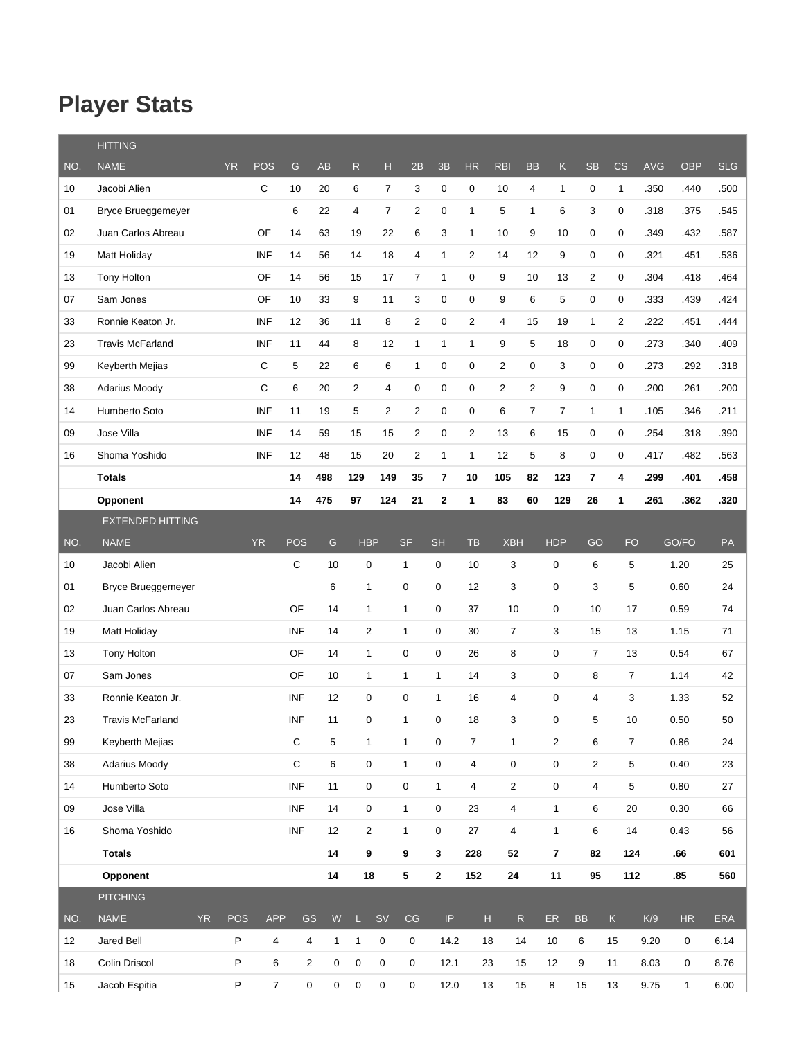# Player Stats

| HITTING | | | | | | | | | | | | | | | | | | | |
|---|---|---|---|---|---|---|---|---|---|---|---|---|---|---|---|---|---|---|---|
| NO. | NAME | YR | POS | G | AB | R | H | 2B | 3B | HR | RBI | BB | K | SB | CS | AVG | OBP | SLG |
| 10 | Jacobi Alien | | C | 10 | 20 | 6 | 7 | 3 | 0 | 0 | 10 | 4 | 1 | 0 | 1 | .350 | .440 | .500 |
| 01 | Bryce Brueggemeyer | | | 6 | 22 | 4 | 7 | 2 | 0 | 1 | 5 | 1 | 6 | 3 | 0 | .318 | .375 | .545 |
| 02 | Juan Carlos Abreau | | OF | 14 | 63 | 19 | 22 | 6 | 3 | 1 | 10 | 9 | 10 | 0 | 0 | .349 | .432 | .587 |
| 19 | Matt Holiday | | INF | 14 | 56 | 14 | 18 | 4 | 1 | 2 | 14 | 12 | 9 | 0 | 0 | .321 | .451 | .536 |
| 13 | Tony Holton | | OF | 14 | 56 | 15 | 17 | 7 | 1 | 0 | 9 | 10 | 13 | 2 | 0 | .304 | .418 | .464 |
| 07 | Sam Jones | | OF | 10 | 33 | 9 | 11 | 3 | 0 | 0 | 9 | 6 | 5 | 0 | 0 | .333 | .439 | .424 |
| 33 | Ronnie Keaton Jr. | | INF | 12 | 36 | 11 | 8 | 2 | 0 | 2 | 4 | 15 | 19 | 1 | 2 | .222 | .451 | .444 |
| 23 | Travis McFarland | | INF | 11 | 44 | 8 | 12 | 1 | 1 | 1 | 9 | 5 | 18 | 0 | 0 | .273 | .340 | .409 |
| 99 | Keyberth Mejias | | C | 5 | 22 | 6 | 6 | 1 | 0 | 0 | 2 | 0 | 3 | 0 | 0 | .273 | .292 | .318 |
| 38 | Adarius Moody | | C | 6 | 20 | 2 | 4 | 0 | 0 | 0 | 2 | 2 | 9 | 0 | 0 | .200 | .261 | .200 |
| 14 | Humberto Soto | | INF | 11 | 19 | 5 | 2 | 2 | 0 | 0 | 6 | 7 | 7 | 1 | 1 | .105 | .346 | .211 |
| 09 | Jose Villa | | INF | 14 | 59 | 15 | 15 | 2 | 0 | 2 | 13 | 6 | 15 | 0 | 0 | .254 | .318 | .390 |
| 16 | Shoma Yoshido | | INF | 12 | 48 | 15 | 20 | 2 | 1 | 1 | 12 | 5 | 8 | 0 | 0 | .417 | .482 | .563 |
| | **Totals** | | | **14** | **498** | **129** | **149** | **35** | **7** | **10** | **105** | **82** | **123** | **7** | **4** | **.299** | **.401** | **.458** |
| | **Opponent** | | | **14** | **475** | **97** | **124** | **21** | **2** | **1** | **83** | **60** | **129** | **26** | **1** | **.261** | **.362** | **.320** |

| EXTENDED HITTING | | | | | | | | | | | | | | |
|---|---|---|---|---|---|---|---|---|---|---|---|---|---|---|
| NO. | NAME | YR | POS | G | HBP | SF | SH | TB | XBH | HDP | GO | FO | GO/FO | PA |
| 10 | Jacobi Alien | | C | 10 | 0 | 1 | 0 | 10 | 3 | 0 | 6 | 5 | 1.20 | 25 |
| 01 | Bryce Brueggemeyer | | | 6 | 1 | 0 | 0 | 12 | 3 | 0 | 3 | 5 | 0.60 | 24 |
| 02 | Juan Carlos Abreau | | OF | 14 | 1 | 1 | 0 | 37 | 10 | 0 | 10 | 17 | 0.59 | 74 |
| 19 | Matt Holiday | | INF | 14 | 2 | 1 | 0 | 30 | 7 | 3 | 15 | 13 | 1.15 | 71 |
| 13 | Tony Holton | | OF | 14 | 1 | 0 | 0 | 26 | 8 | 0 | 7 | 13 | 0.54 | 67 |
| 07 | Sam Jones | | OF | 10 | 1 | 1 | 1 | 14 | 3 | 0 | 8 | 7 | 1.14 | 42 |
| 33 | Ronnie Keaton Jr. | | INF | 12 | 0 | 0 | 1 | 16 | 4 | 0 | 4 | 3 | 1.33 | 52 |
| 23 | Travis McFarland | | INF | 11 | 0 | 1 | 0 | 18 | 3 | 0 | 5 | 10 | 0.50 | 50 |
| 99 | Keyberth Mejias | | C | 5 | 1 | 1 | 0 | 7 | 1 | 2 | 6 | 7 | 0.86 | 24 |
| 38 | Adarius Moody | | C | 6 | 0 | 1 | 0 | 4 | 0 | 0 | 2 | 5 | 0.40 | 23 |
| 14 | Humberto Soto | | INF | 11 | 0 | 0 | 1 | 4 | 2 | 0 | 4 | 5 | 0.80 | 27 |
| 09 | Jose Villa | | INF | 14 | 0 | 1 | 0 | 23 | 4 | 1 | 6 | 20 | 0.30 | 66 |
| 16 | Shoma Yoshido | | INF | 12 | 2 | 1 | 0 | 27 | 4 | 1 | 6 | 14 | 0.43 | 56 |
| | **Totals** | | | **14** | **9** | **9** | **3** | **228** | **52** | **7** | **82** | **124** | **.66** | **601** |
| | **Opponent** | | | **14** | **18** | **5** | **2** | **152** | **24** | **11** | **95** | **112** | **.85** | **560** |

| PITCHING | | | | | | | | | | | | | | | | | | |
|---|---|---|---|---|---|---|---|---|---|---|---|---|---|---|---|---|---|---|
| NO. | NAME | YR | POS | APP | GS | W | L | SV | CG | IP | H | R | ER | BB | K | K/9 | HR | ERA |
| 12 | Jared Bell | | P | 4 | 4 | 1 | 1 | 0 | 0 | 14.2 | 18 | 14 | 10 | 6 | 15 | 9.20 | 0 | 6.14 |
| 18 | Colin Driscol | | P | 6 | 2 | 0 | 0 | 0 | 0 | 12.1 | 23 | 15 | 12 | 9 | 11 | 8.03 | 0 | 8.76 |
| 15 | Jacob Espitia | | P | 7 | 0 | 0 | 0 | 0 | 0 | 12.0 | 13 | 15 | 8 | 15 | 13 | 9.75 | 1 | 6.00 |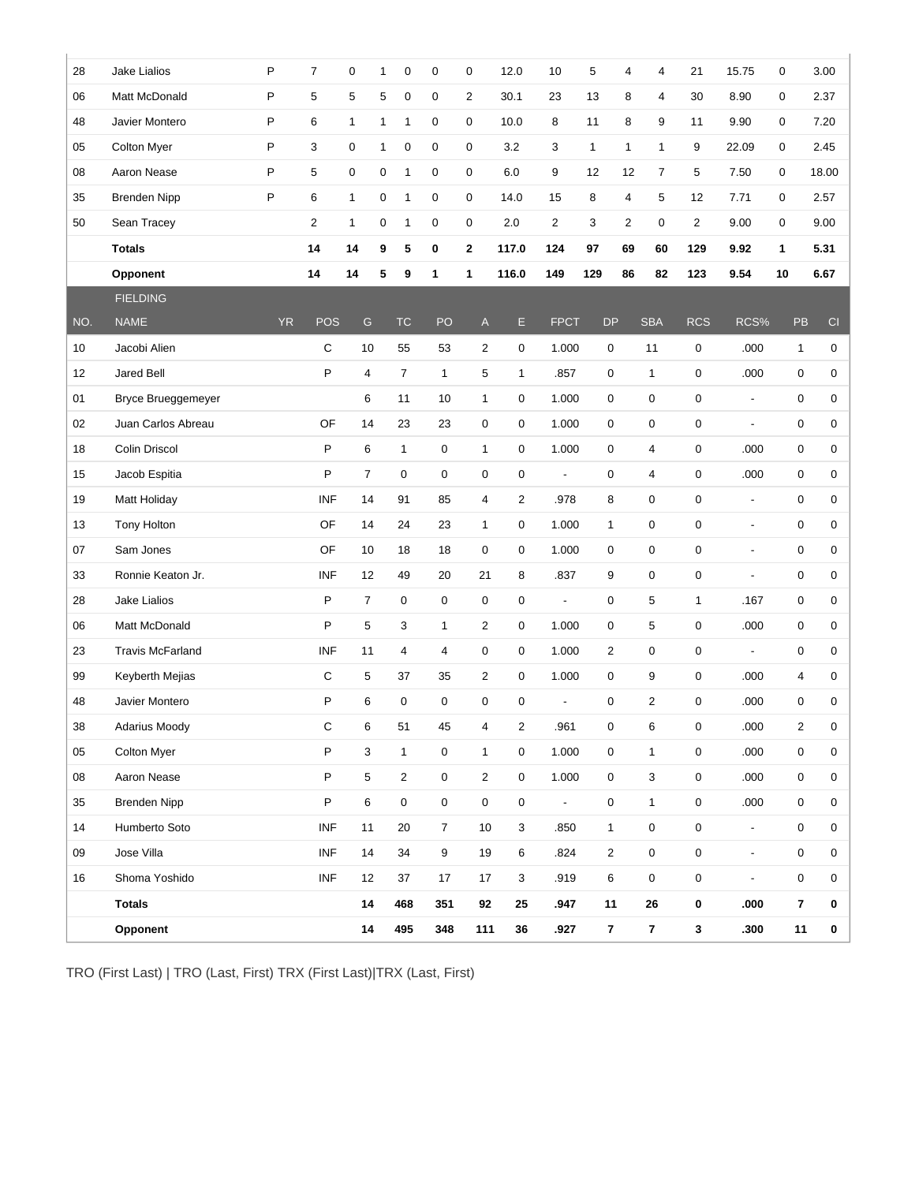| | | | | | | | | | | | | | | | | | |
|---|---|---|---|---|---|---|---|---|---|---|---|---|---|---|---|---|---|
| 28 | Jake Lialios | P | 7 | 0 | 1 | 0 | 0 | 0 | 12.0 | 10 | 5 | 4 | 4 | 21 | 15.75 | 0 | 3.00 |
| 06 | Matt McDonald | P | 5 | 5 | 5 | 0 | 0 | 2 | 30.1 | 23 | 13 | 8 | 4 | 30 | 8.90 | 0 | 2.37 |
| 48 | Javier Montero | P | 6 | 1 | 1 | 1 | 0 | 0 | 10.0 | 8 | 11 | 8 | 9 | 11 | 9.90 | 0 | 7.20 |
| 05 | Colton Myer | P | 3 | 0 | 1 | 0 | 0 | 0 | 3.2 | 3 | 1 | 1 | 1 | 9 | 22.09 | 0 | 2.45 |
| 08 | Aaron Nease | P | 5 | 0 | 0 | 1 | 0 | 0 | 6.0 | 9 | 12 | 12 | 7 | 5 | 7.50 | 0 | 18.00 |
| 35 | Brenden Nipp | P | 6 | 1 | 0 | 1 | 0 | 0 | 14.0 | 15 | 8 | 4 | 5 | 12 | 7.71 | 0 | 2.57 |
| 50 | Sean Tracey | | 2 | 1 | 0 | 1 | 0 | 0 | 2.0 | 2 | 3 | 2 | 0 | 2 | 9.00 | 0 | 9.00 |
| | **Totals** | | **14** | **14** | **9** | **5** | **0** | **2** | **117.0** | **124** | **97** | **69** | **60** | **129** | **9.92** | **1** | **5.31** |
| | **Opponent** | | **14** | **14** | **5** | **9** | **1** | **1** | **116.0** | **149** | **129** | **86** | **82** | **123** | **9.54** | **10** | **6.67** |

**FIELDING**

| NO. | NAME | YR | POS | G | TC | PO | A | E | FPCT | DP | SBA | RCS | RCS% | PB | CI |
|---|---|---|---|---|---|---|---|---|---|---|---|---|---|---|---|
| 10 | Jacobi Alien | | C | 10 | 55 | 53 | 2 | 0 | 1.000 | 0 | 11 | 0 | .000 | 1 | 0 |
| 12 | Jared Bell | | P | 4 | 7 | 1 | 5 | 1 | .857 | 0 | 1 | 0 | .000 | 0 | 0 |
| 01 | Bryce Brueggemeyer | | | 6 | 11 | 10 | 1 | 0 | 1.000 | 0 | 0 | 0 | - | 0 | 0 |
| 02 | Juan Carlos Abreau | | OF | 14 | 23 | 23 | 0 | 0 | 1.000 | 0 | 0 | 0 | - | 0 | 0 |
| 18 | Colin Driscol | | P | 6 | 1 | 0 | 1 | 0 | 1.000 | 0 | 4 | 0 | .000 | 0 | 0 |
| 15 | Jacob Espitia | | P | 7 | 0 | 0 | 0 | 0 | - | 0 | 4 | 0 | .000 | 0 | 0 |
| 19 | Matt Holiday | | INF | 14 | 91 | 85 | 4 | 2 | .978 | 8 | 0 | 0 | - | 0 | 0 |
| 13 | Tony Holton | | OF | 14 | 24 | 23 | 1 | 0 | 1.000 | 1 | 0 | 0 | - | 0 | 0 |
| 07 | Sam Jones | | OF | 10 | 18 | 18 | 0 | 0 | 1.000 | 0 | 0 | 0 | - | 0 | 0 |
| 33 | Ronnie Keaton Jr. | | INF | 12 | 49 | 20 | 21 | 8 | .837 | 9 | 0 | 0 | - | 0 | 0 |
| 28 | Jake Lialios | | P | 7 | 0 | 0 | 0 | 0 | - | 0 | 5 | 1 | .167 | 0 | 0 |
| 06 | Matt McDonald | | P | 5 | 3 | 1 | 2 | 0 | 1.000 | 0 | 5 | 0 | .000 | 0 | 0 |
| 23 | Travis McFarland | | INF | 11 | 4 | 4 | 0 | 0 | 1.000 | 2 | 0 | 0 | - | 0 | 0 |
| 99 | Keyberth Mejias | | C | 5 | 37 | 35 | 2 | 0 | 1.000 | 0 | 9 | 0 | .000 | 4 | 0 |
| 48 | Javier Montero | | P | 6 | 0 | 0 | 0 | 0 | - | 0 | 2 | 0 | .000 | 0 | 0 |
| 38 | Adarius Moody | | C | 6 | 51 | 45 | 4 | 2 | .961 | 0 | 6 | 0 | .000 | 2 | 0 |
| 05 | Colton Myer | | P | 3 | 1 | 0 | 1 | 0 | 1.000 | 0 | 1 | 0 | .000 | 0 | 0 |
| 08 | Aaron Nease | | P | 5 | 2 | 0 | 2 | 0 | 1.000 | 0 | 3 | 0 | .000 | 0 | 0 |
| 35 | Brenden Nipp | | P | 6 | 0 | 0 | 0 | 0 | - | 0 | 1 | 0 | .000 | 0 | 0 |
| 14 | Humberto Soto | | INF | 11 | 20 | 7 | 10 | 3 | .850 | 1 | 0 | 0 | - | 0 | 0 |
| 09 | Jose Villa | | INF | 14 | 34 | 9 | 19 | 6 | .824 | 2 | 0 | 0 | - | 0 | 0 |
| 16 | Shoma Yoshido | | INF | 12 | 37 | 17 | 17 | 3 | .919 | 6 | 0 | 0 | - | 0 | 0 |
| | **Totals** | | | **14** | **468** | **351** | **92** | **25** | **.947** | **11** | **26** | **0** | **.000** | **7** | **0** |
| | **Opponent** | | | **14** | **495** | **348** | **111** | **36** | **.927** | **7** | **7** | **3** | **.300** | **11** | **0** |

TRO (First Last) | TRO (Last, First) TRX (First Last)|TRX (Last, First)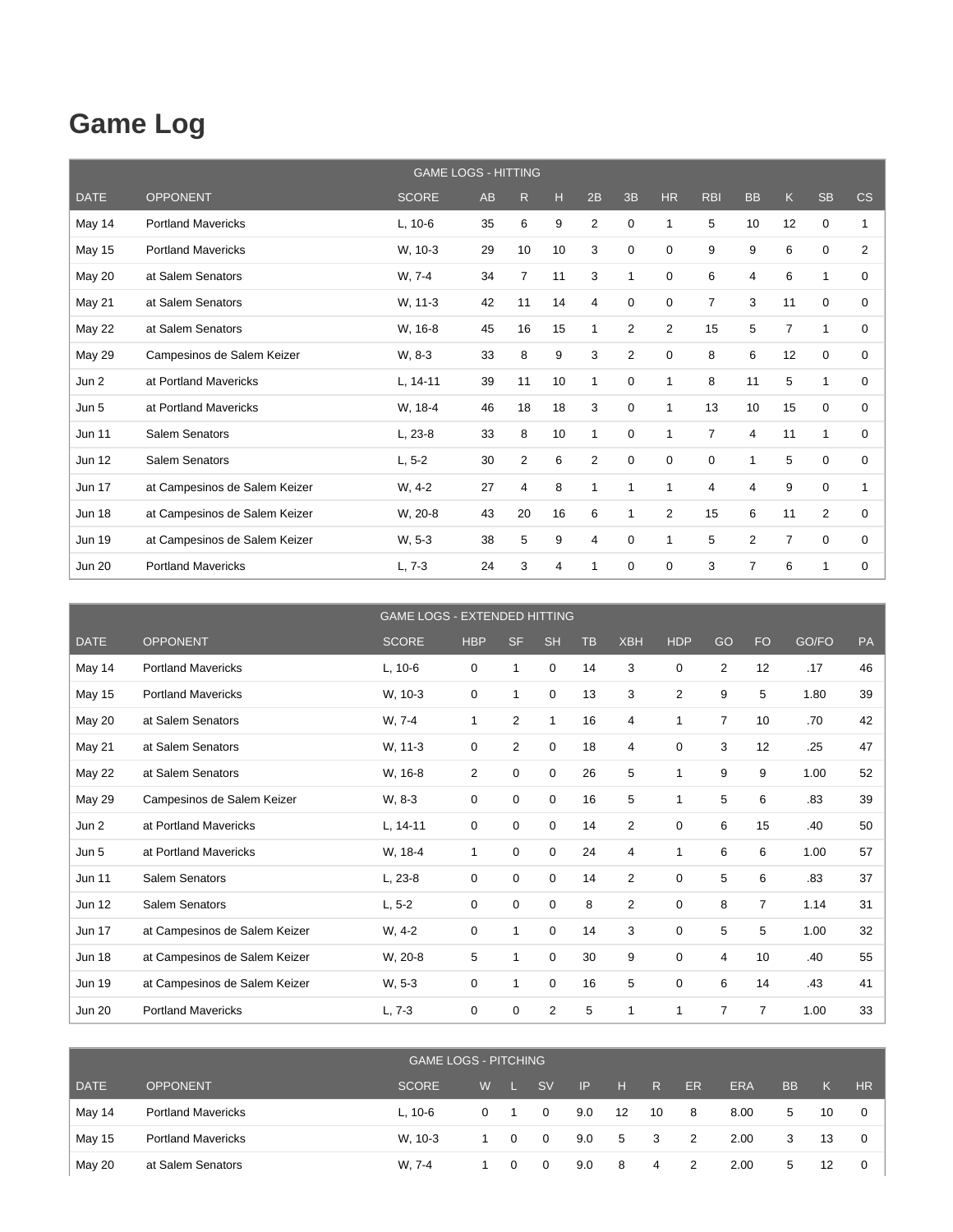# Game Log

| GAME LOGS - HITTING | | | | | | | | | | | | | |
|---|---|---|---|---|---|---|---|---|---|---|---|---|---|
| DATE | OPPONENT | SCORE | AB | R | H | 2B | 3B | HR | RBI | BB | K | SB | CS |
| May 14 | Portland Mavericks | L, 10-6 | 35 | 6 | 9 | 2 | 0 | 1 | 5 | 10 | 12 | 0 | 1 |
| May 15 | Portland Mavericks | W, 10-3 | 29 | 10 | 10 | 3 | 0 | 0 | 9 | 9 | 6 | 0 | 2 |
| May 20 | at Salem Senators | W, 7-4 | 34 | 7 | 11 | 3 | 1 | 0 | 6 | 4 | 6 | 1 | 0 |
| May 21 | at Salem Senators | W, 11-3 | 42 | 11 | 14 | 4 | 0 | 0 | 7 | 3 | 11 | 0 | 0 |
| May 22 | at Salem Senators | W, 16-8 | 45 | 16 | 15 | 1 | 2 | 2 | 15 | 5 | 7 | 1 | 0 |
| May 29 | Campesinos de Salem Keizer | W, 8-3 | 33 | 8 | 9 | 3 | 2 | 0 | 8 | 6 | 12 | 0 | 0 |
| Jun 2 | at Portland Mavericks | L, 14-11 | 39 | 11 | 10 | 1 | 0 | 1 | 8 | 11 | 5 | 1 | 0 |
| Jun 5 | at Portland Mavericks | W, 18-4 | 46 | 18 | 18 | 3 | 0 | 1 | 13 | 10 | 15 | 0 | 0 |
| Jun 11 | Salem Senators | L, 23-8 | 33 | 8 | 10 | 1 | 0 | 1 | 7 | 4 | 11 | 1 | 0 |
| Jun 12 | Salem Senators | L, 5-2 | 30 | 2 | 6 | 2 | 0 | 0 | 0 | 1 | 5 | 0 | 0 |
| Jun 17 | at Campesinos de Salem Keizer | W, 4-2 | 27 | 4 | 8 | 1 | 1 | 1 | 4 | 4 | 9 | 0 | 1 |
| Jun 18 | at Campesinos de Salem Keizer | W, 20-8 | 43 | 20 | 16 | 6 | 1 | 2 | 15 | 6 | 11 | 2 | 0 |
| Jun 19 | at Campesinos de Salem Keizer | W, 5-3 | 38 | 5 | 9 | 4 | 0 | 1 | 5 | 2 | 7 | 0 | 0 |
| Jun 20 | Portland Mavericks | L, 7-3 | 24 | 3 | 4 | 1 | 0 | 0 | 3 | 7 | 6 | 1 | 0 |

| GAME LOGS - EXTENDED HITTING | | | | | | | | | | | | |
|---|---|---|---|---|---|---|---|---|---|---|---|---|
| DATE | OPPONENT | SCORE | HBP | SF | SH | TB | XBH | HDP | GO | FO | GO/FO | PA |
| May 14 | Portland Mavericks | L, 10-6 | 0 | 1 | 0 | 14 | 3 | 0 | 2 | 12 | .17 | 46 |
| May 15 | Portland Mavericks | W, 10-3 | 0 | 1 | 0 | 13 | 3 | 2 | 9 | 5 | 1.80 | 39 |
| May 20 | at Salem Senators | W, 7-4 | 1 | 2 | 1 | 16 | 4 | 1 | 7 | 10 | .70 | 42 |
| May 21 | at Salem Senators | W, 11-3 | 0 | 2 | 0 | 18 | 4 | 0 | 3 | 12 | .25 | 47 |
| May 22 | at Salem Senators | W, 16-8 | 2 | 0 | 0 | 26 | 5 | 1 | 9 | 9 | 1.00 | 52 |
| May 29 | Campesinos de Salem Keizer | W, 8-3 | 0 | 0 | 0 | 16 | 5 | 1 | 5 | 6 | .83 | 39 |
| Jun 2 | at Portland Mavericks | L, 14-11 | 0 | 0 | 0 | 14 | 2 | 0 | 6 | 15 | .40 | 50 |
| Jun 5 | at Portland Mavericks | W, 18-4 | 1 | 0 | 0 | 24 | 4 | 1 | 6 | 6 | 1.00 | 57 |
| Jun 11 | Salem Senators | L, 23-8 | 0 | 0 | 0 | 14 | 2 | 0 | 5 | 6 | .83 | 37 |
| Jun 12 | Salem Senators | L, 5-2 | 0 | 0 | 0 | 8 | 2 | 0 | 8 | 7 | 1.14 | 31 |
| Jun 17 | at Campesinos de Salem Keizer | W, 4-2 | 0 | 1 | 0 | 14 | 3 | 0 | 5 | 5 | 1.00 | 32 |
| Jun 18 | at Campesinos de Salem Keizer | W, 20-8 | 5 | 1 | 0 | 30 | 9 | 0 | 4 | 10 | .40 | 55 |
| Jun 19 | at Campesinos de Salem Keizer | W, 5-3 | 0 | 1 | 0 | 16 | 5 | 0 | 6 | 14 | .43 | 41 |
| Jun 20 | Portland Mavericks | L, 7-3 | 0 | 0 | 2 | 5 | 1 | 1 | 7 | 7 | 1.00 | 33 |

| GAME LOGS - PITCHING | | | | | | | | | | | | | |
|---|---|---|---|---|---|---|---|---|---|---|---|---|---|
| DATE | OPPONENT | SCORE | W | L | SV | IP | H | R | ER | ERA | BB | K | HR |
| May 14 | Portland Mavericks | L, 10-6 | 0 | 1 | 0 | 9.0 | 12 | 10 | 8 | 8.00 | 5 | 10 | 0 |
| May 15 | Portland Mavericks | W, 10-3 | 1 | 0 | 0 | 9.0 | 5 | 3 | 2 | 2.00 | 3 | 13 | 0 |
| May 20 | at Salem Senators | W, 7-4 | 1 | 0 | 0 | 9.0 | 8 | 4 | 2 | 2.00 | 5 | 12 | 0 |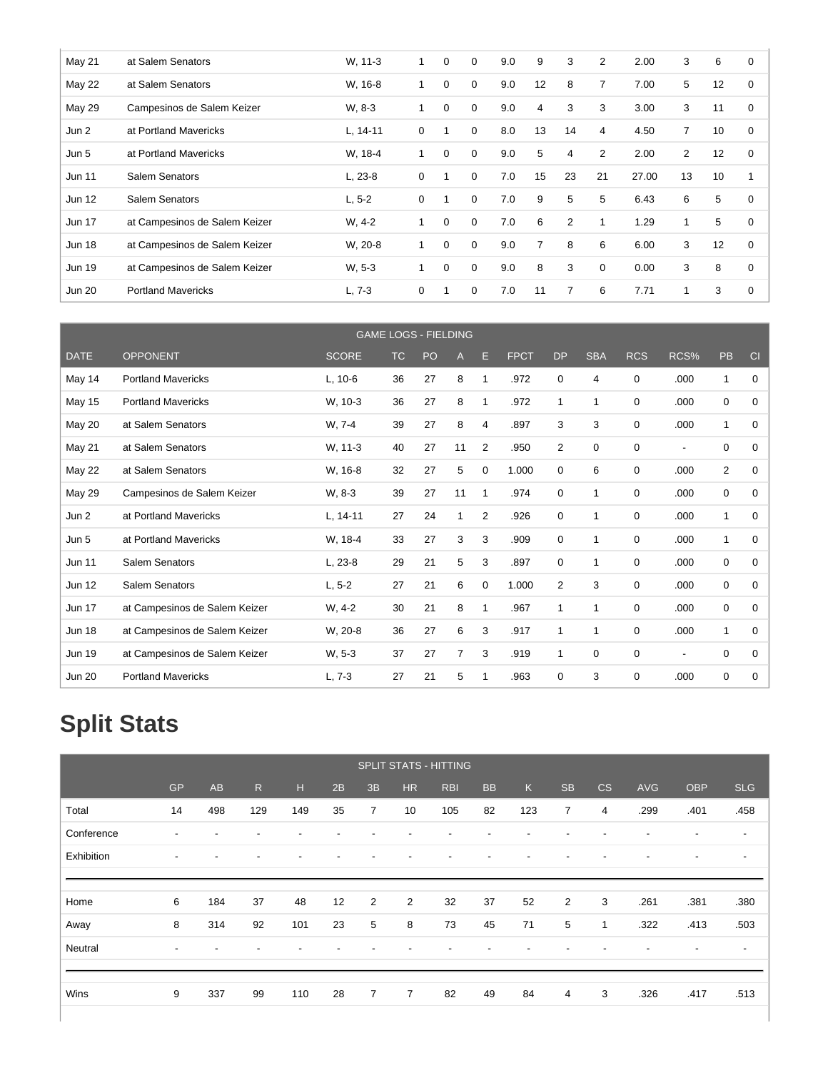| | | | | | | | | | | | | | |
|---|---|---|---|---|---|---|---|---|---|---|---|---|---|
| May 21 | at Salem Senators | W, 11-3 | 1 | 0 | 0 | 9.0 | 9 | 3 | 2 | 2.00 | 3 | 6 | 0 |
| May 22 | at Salem Senators | W, 16-8 | 1 | 0 | 0 | 9.0 | 12 | 8 | 7 | 7.00 | 5 | 12 | 0 |
| May 29 | Campesinos de Salem Keizer | W, 8-3 | 1 | 0 | 0 | 9.0 | 4 | 3 | 3 | 3.00 | 3 | 11 | 0 |
| Jun 2 | at Portland Mavericks | L, 14-11 | 0 | 1 | 0 | 8.0 | 13 | 14 | 4 | 4.50 | 7 | 10 | 0 |
| Jun 5 | at Portland Mavericks | W, 18-4 | 1 | 0 | 0 | 9.0 | 5 | 4 | 2 | 2.00 | 2 | 12 | 0 |
| Jun 11 | Salem Senators | L, 23-8 | 0 | 1 | 0 | 7.0 | 15 | 23 | 21 | 27.00 | 13 | 10 | 1 |
| Jun 12 | Salem Senators | L, 5-2 | 0 | 1 | 0 | 7.0 | 9 | 5 | 5 | 6.43 | 6 | 5 | 0 |
| Jun 17 | at Campesinos de Salem Keizer | W, 4-2 | 1 | 0 | 0 | 7.0 | 6 | 2 | 1 | 1.29 | 1 | 5 | 0 |
| Jun 18 | at Campesinos de Salem Keizer | W, 20-8 | 1 | 0 | 0 | 9.0 | 7 | 8 | 6 | 6.00 | 3 | 12 | 0 |
| Jun 19 | at Campesinos de Salem Keizer | W, 5-3 | 1 | 0 | 0 | 9.0 | 8 | 3 | 0 | 0.00 | 3 | 8 | 0 |
| Jun 20 | Portland Mavericks | L, 7-3 | 0 | 1 | 0 | 7.0 | 11 | 7 | 6 | 7.71 | 1 | 3 | 0 |

| GAME LOGS - FIELDING | | | | | | | | | | | | | |
|---|---|---|---|---|---|---|---|---|---|---|---|---|---|
| DATE | OPPONENT | SCORE | TC | PO | A | E | FPCT | DP | SBA | RCS | RCS% | PB | CI |
| May 14 | Portland Mavericks | L, 10-6 | 36 | 27 | 8 | 1 | .972 | 0 | 4 | 0 | .000 | 1 | 0 |
| May 15 | Portland Mavericks | W, 10-3 | 36 | 27 | 8 | 1 | .972 | 1 | 1 | 0 | .000 | 0 | 0 |
| May 20 | at Salem Senators | W, 7-4 | 39 | 27 | 8 | 4 | .897 | 3 | 3 | 0 | .000 | 1 | 0 |
| May 21 | at Salem Senators | W, 11-3 | 40 | 27 | 11 | 2 | .950 | 2 | 0 | 0 | - | 0 | 0 |
| May 22 | at Salem Senators | W, 16-8 | 32 | 27 | 5 | 0 | 1.000 | 0 | 6 | 0 | .000 | 2 | 0 |
| May 29 | Campesinos de Salem Keizer | W, 8-3 | 39 | 27 | 11 | 1 | .974 | 0 | 1 | 0 | .000 | 0 | 0 |
| Jun 2 | at Portland Mavericks | L, 14-11 | 27 | 24 | 1 | 2 | .926 | 0 | 1 | 0 | .000 | 1 | 0 |
| Jun 5 | at Portland Mavericks | W, 18-4 | 33 | 27 | 3 | 3 | .909 | 0 | 1 | 0 | .000 | 1 | 0 |
| Jun 11 | Salem Senators | L, 23-8 | 29 | 21 | 5 | 3 | .897 | 0 | 1 | 0 | .000 | 0 | 0 |
| Jun 12 | Salem Senators | L, 5-2 | 27 | 21 | 6 | 0 | 1.000 | 2 | 3 | 0 | .000 | 0 | 0 |
| Jun 17 | at Campesinos de Salem Keizer | W, 4-2 | 30 | 21 | 8 | 1 | .967 | 1 | 1 | 0 | .000 | 0 | 0 |
| Jun 18 | at Campesinos de Salem Keizer | W, 20-8 | 36 | 27 | 6 | 3 | .917 | 1 | 1 | 0 | .000 | 1 | 0 |
| Jun 19 | at Campesinos de Salem Keizer | W, 5-3 | 37 | 27 | 7 | 3 | .919 | 1 | 0 | 0 | - | 0 | 0 |
| Jun 20 | Portland Mavericks | L, 7-3 | 27 | 21 | 5 | 1 | .963 | 0 | 3 | 0 | .000 | 0 | 0 |

## Split Stats

| SPLIT STATS - HITTING | | | | | | | | | | | | | | | |
|---|---|---|---|---|---|---|---|---|---|---|---|---|---|---|---|
| | GP | AB | R | H | 2B | 3B | HR | RBI | BB | K | SB | CS | AVG | OBP | SLG |
| Total | 14 | 498 | 129 | 149 | 35 | 7 | 10 | 105 | 82 | 123 | 7 | 4 | .299 | .401 | .458 |
| Conference | - | - | - | - | - | - | - | - | - | - | - | - | - | - | - |
| Exhibition | - | - | - | - | - | - | - | - | - | - | - | - | - | - | - |
| Home | 6 | 184 | 37 | 48 | 12 | 2 | 2 | 32 | 37 | 52 | 2 | 3 | .261 | .381 | .380 |
| Away | 8 | 314 | 92 | 101 | 23 | 5 | 8 | 73 | 45 | 71 | 5 | 1 | .322 | .413 | .503 |
| Neutral | - | - | - | - | - | - | - | - | - | - | - | - | - | - | - |
| Wins | 9 | 337 | 99 | 110 | 28 | 7 | 7 | 82 | 49 | 84 | 4 | 3 | .326 | .417 | .513 |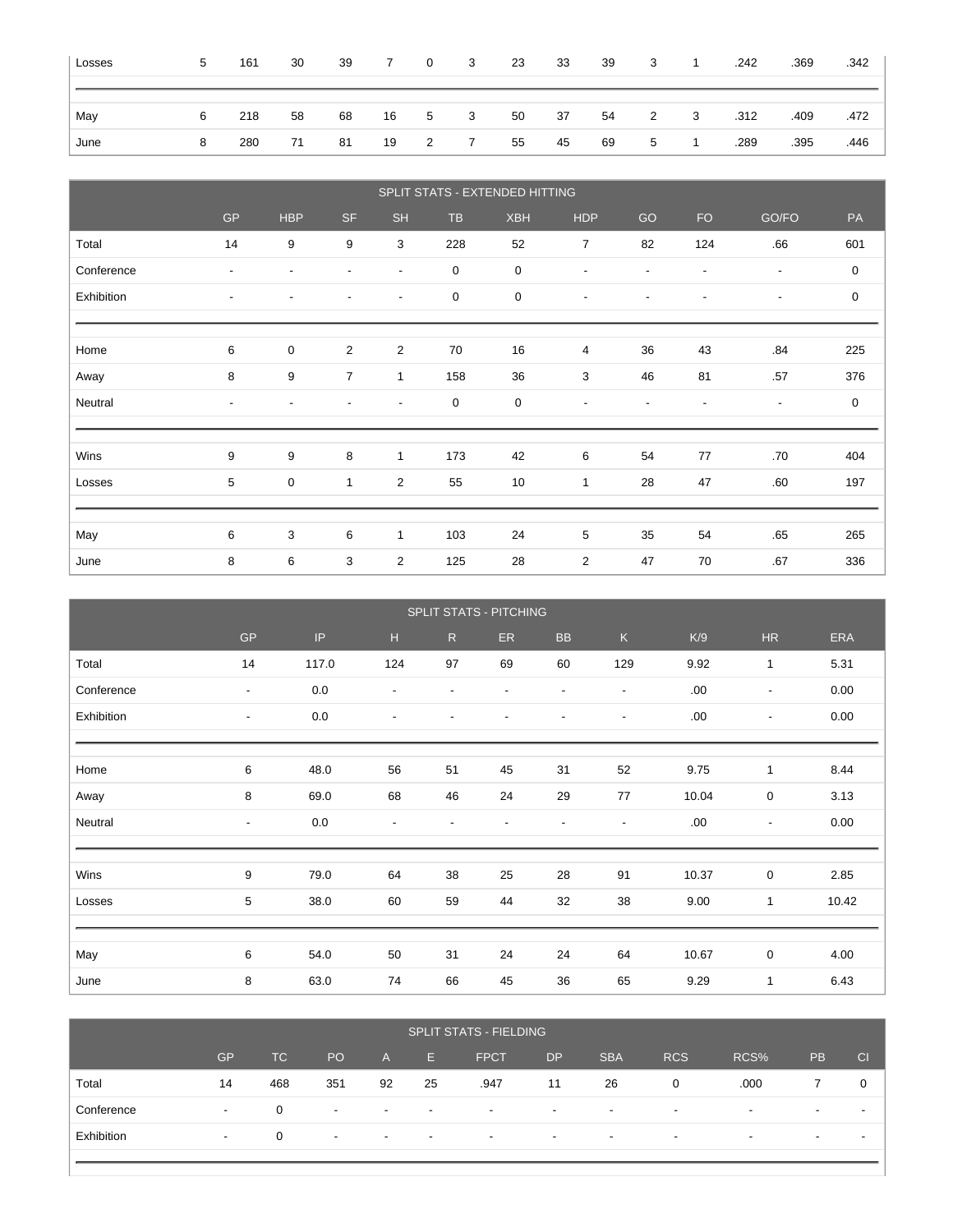| | | | | | | | | | | | | | | | |
|---|---|---|---|---|---|---|---|---|---|---|---|---|---|---|---|
| Losses | 5 | 161 | 30 | 39 | 7 | 0 | 3 | 23 | 33 | 39 | 3 | 1 | .242 | .369 | .342 |
| | | | | | | | | | | | | | | | |
| May | 6 | 218 | 58 | 68 | 16 | 5 | 3 | 50 | 37 | 54 | 2 | 3 | .312 | .409 | .472 |
| June | 8 | 280 | 71 | 81 | 19 | 2 | 7 | 55 | 45 | 69 | 5 | 1 | .289 | .395 | .446 |

## SPLIT STATS - EXTENDED HITTING

| | GP | HBP | SF | SH | TB | XBH | HDP | GO | FO | GO/FO | PA |
|---|---|---|---|---|---|---|---|---|---|---|---|
| Total | 14 | 9 | 9 | 3 | 228 | 52 | 7 | 82 | 124 | .66 | 601 |
| Conference | - | - | - | - | 0 | 0 | - | - | - | - | 0 |
| Exhibition | - | - | - | - | 0 | 0 | - | - | - | - | 0 |
| | | | | | | | | | | | |
| Home | 6 | 0 | 2 | 2 | 70 | 16 | 4 | 36 | 43 | .84 | 225 |
| Away | 8 | 9 | 7 | 1 | 158 | 36 | 3 | 46 | 81 | .57 | 376 |
| Neutral | - | - | - | - | 0 | 0 | - | - | - | - | 0 |
| | | | | | | | | | | | |
| Wins | 9 | 9 | 8 | 1 | 173 | 42 | 6 | 54 | 77 | .70 | 404 |
| Losses | 5 | 0 | 1 | 2 | 55 | 10 | 1 | 28 | 47 | .60 | 197 |
| | | | | | | | | | | | |
| May | 6 | 3 | 6 | 1 | 103 | 24 | 5 | 35 | 54 | .65 | 265 |
| June | 8 | 6 | 3 | 2 | 125 | 28 | 2 | 47 | 70 | .67 | 336 |

## SPLIT STATS - PITCHING

| | GP | IP | H | R | ER | BB | K | K/9 | HR | ERA |
|---|---|---|---|---|---|---|---|---|---|---|
| Total | 14 | 117.0 | 124 | 97 | 69 | 60 | 129 | 9.92 | 1 | 5.31 |
| Conference | - | 0.0 | - | - | - | - | - | .00 | - | 0.00 |
| Exhibition | - | 0.0 | - | - | - | - | - | .00 | - | 0.00 |
| | | | | | | | | | | |
| Home | 6 | 48.0 | 56 | 51 | 45 | 31 | 52 | 9.75 | 1 | 8.44 |
| Away | 8 | 69.0 | 68 | 46 | 24 | 29 | 77 | 10.04 | 0 | 3.13 |
| Neutral | - | 0.0 | - | - | - | - | - | .00 | - | 0.00 |
| | | | | | | | | | | |
| Wins | 9 | 79.0 | 64 | 38 | 25 | 28 | 91 | 10.37 | 0 | 2.85 |
| Losses | 5 | 38.0 | 60 | 59 | 44 | 32 | 38 | 9.00 | 1 | 10.42 |
| | | | | | | | | | | |
| May | 6 | 54.0 | 50 | 31 | 24 | 24 | 64 | 10.67 | 0 | 4.00 |
| June | 8 | 63.0 | 74 | 66 | 45 | 36 | 65 | 9.29 | 1 | 6.43 |

## SPLIT STATS - FIELDING

| | GP | TC | PO | A | E | FPCT | DP | SBA | RCS | RCS% | PB | CI |
|---|---|---|---|---|---|---|---|---|---|---|---|---|
| Total | 14 | 468 | 351 | 92 | 25 | .947 | 11 | 26 | 0 | .000 | 7 | 0 |
| Conference | - | 0 | - | - | - | - | - | - | - | - | - | - |
| Exhibition | - | 0 | - | - | - | - | - | - | - | - | - | - |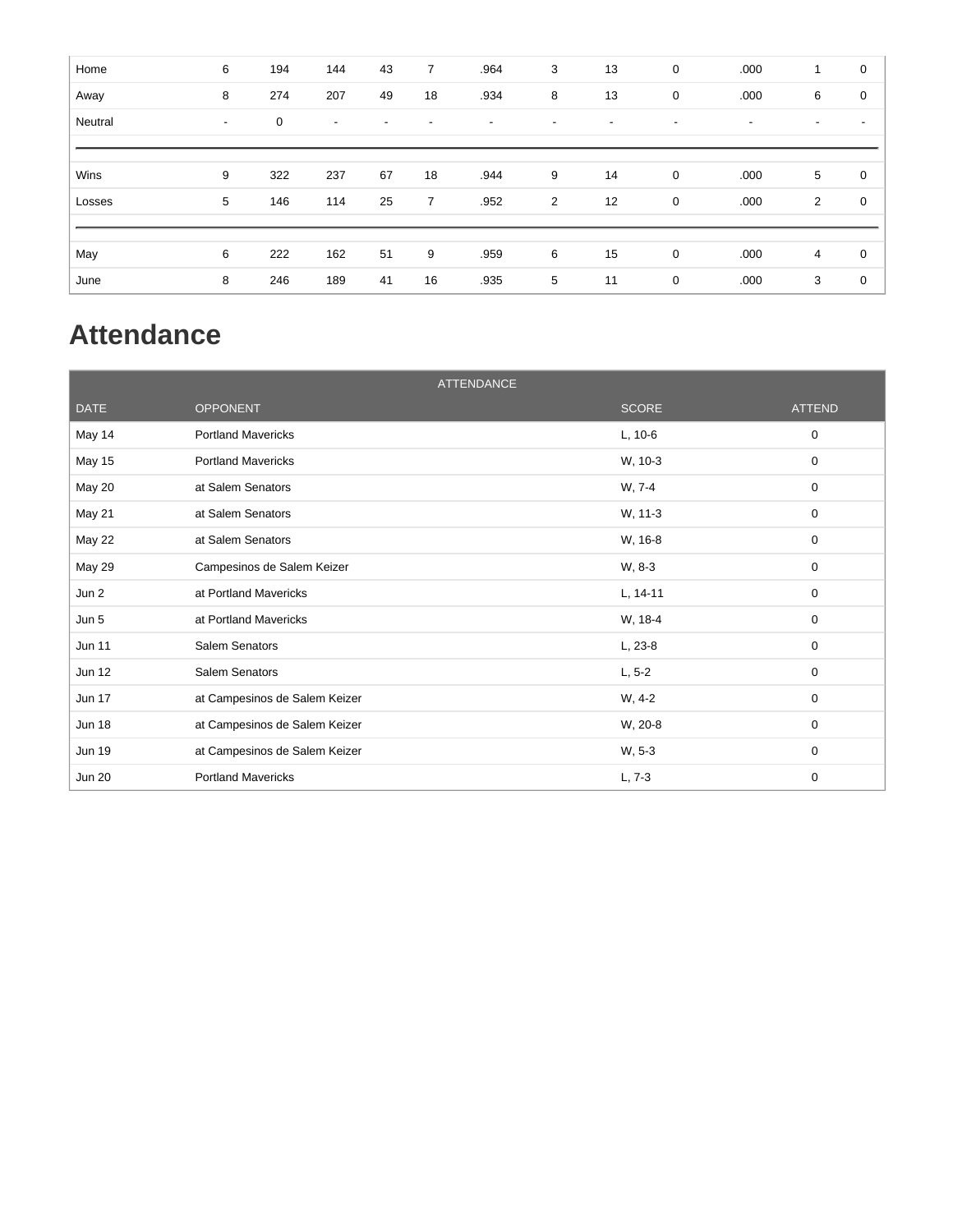| | | | | | | | | | | | | |
|---|---|---|---|---|---|---|---|---|---|---|---|---|
| Home | 6 | 194 | 144 | 43 | 7 | .964 | 3 | 13 | 0 | .000 | 1 | 0 |
| Away | 8 | 274 | 207 | 49 | 18 | .934 | 8 | 13 | 0 | .000 | 6 | 0 |
| Neutral | - | 0 | - | - | - | - | - | - | - | - | - | - |
| Wins | 9 | 322 | 237 | 67 | 18 | .944 | 9 | 14 | 0 | .000 | 5 | 0 |
| Losses | 5 | 146 | 114 | 25 | 7 | .952 | 2 | 12 | 0 | .000 | 2 | 0 |
| May | 6 | 222 | 162 | 51 | 9 | .959 | 6 | 15 | 0 | .000 | 4 | 0 |
| June | 8 | 246 | 189 | 41 | 16 | .935 | 5 | 11 | 0 | .000 | 3 | 0 |

## Attendance

| ATTENDANCE | | | |
|---|---|---|---|
| DATE | OPPONENT | SCORE | ATTEND |
| May 14 | Portland Mavericks | L, 10-6 | 0 |
| May 15 | Portland Mavericks | W, 10-3 | 0 |
| May 20 | at Salem Senators | W, 7-4 | 0 |
| May 21 | at Salem Senators | W, 11-3 | 0 |
| May 22 | at Salem Senators | W, 16-8 | 0 |
| May 29 | Campesinos de Salem Keizer | W, 8-3 | 0 |
| Jun 2 | at Portland Mavericks | L, 14-11 | 0 |
| Jun 5 | at Portland Mavericks | W, 18-4 | 0 |
| Jun 11 | Salem Senators | L, 23-8 | 0 |
| Jun 12 | Salem Senators | L, 5-2 | 0 |
| Jun 17 | at Campesinos de Salem Keizer | W, 4-2 | 0 |
| Jun 18 | at Campesinos de Salem Keizer | W, 20-8 | 0 |
| Jun 19 | at Campesinos de Salem Keizer | W, 5-3 | 0 |
| Jun 20 | Portland Mavericks | L, 7-3 | 0 |